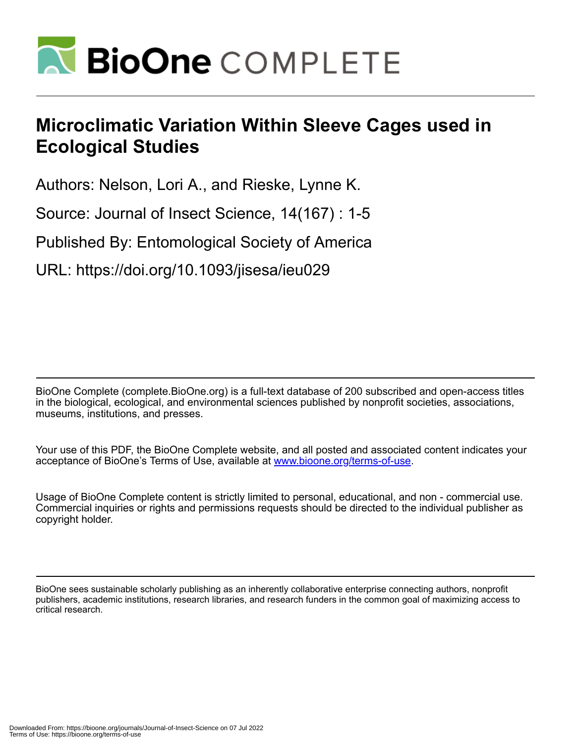# Microclimatic Variation Within Sleeve Cages used in Ecological Studies

Authors: Nelson, Lori A., and Rieske, Lynne K.

Source: Journal of Insect Science, 14(167) : 1-5

Published By: Entomological Society of America

URL: https://doi.org/10.1093/jisesa/ieu029

BioOne Complete (complete.BioOne.org) is a full-text database of 200 subscribed and open-access titles in the biological, ecological, and environmental sciences published by nonprofit societies, associations, museums, institutions, and presses.

Your use of this PDF, the BioOne Complete website, and all posted and associated content indicates your acceptance of BioOne's Terms of Use, available at www.bioone.org/terms-of-use.

Usage of BioOne Complete content is strictly limited to personal, educational, and non - commercial use. Commercial inquiries or rights and permissions requests should be directed to the individual publisher as copyright holder.

BioOne sees sustainable scholarly publishing as an inherently collaborative enterprise connecting authors, nonprofit publishers, academic institutions, research libraries, and research funders in the common goal of maximizing access to critical research.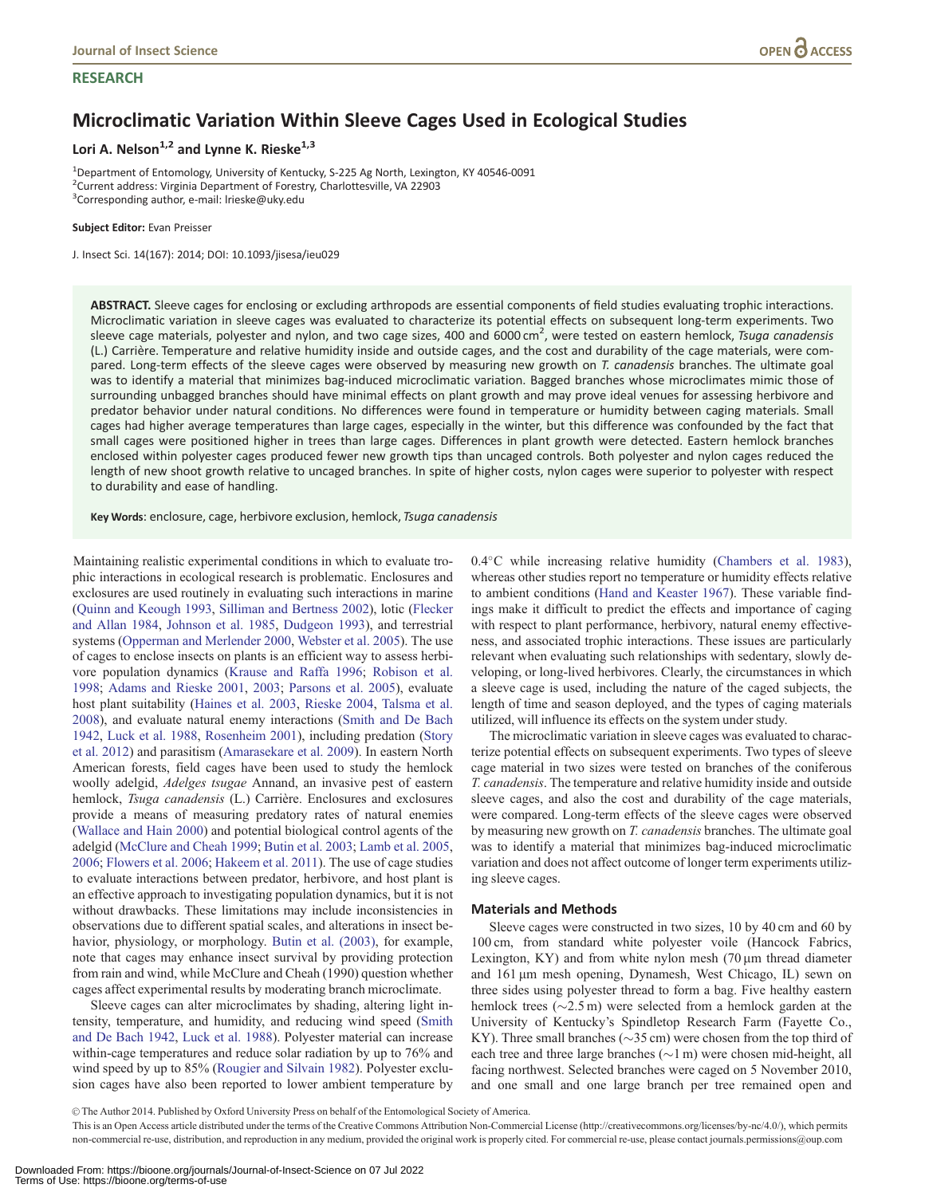# Microclimatic Variation Within Sleeve Cages Used in Ecological Studies

**Lori A. Nelson[1,2] and Lynne K. Rieske[1,3]**

[1]Department of Entomology, University of Kentucky, S-225 Ag North, Lexington, KY 40546-0091
[2]Current address: Virginia Department of Forestry, Charlottesville, VA 22903
[3]Corresponding author, e-mail: lrieske@uky.edu

**Subject Editor:** Evan Preisser

J. Insect Sci. 14(167): 2014; DOI: 10.1093/jisesa/ieu029

**ABSTRACT.** Sleeve cages for enclosing or excluding arthropods are essential components of field studies evaluating trophic interactions. Microclimatic variation in sleeve cages was evaluated to characterize its potential effects on subsequent long-term experiments. Two sleeve cage materials, polyester and nylon, and two cage sizes, 400 and 6000 cm$^2$, were tested on eastern hemlock, *Tsuga canadensis* (L.) Carrière. Temperature and relative humidity inside and outside cages, and the cost and durability of the cage materials, were compared. Long-term effects of the sleeve cages were observed by measuring new growth on *T. canadensis* branches. The ultimate goal was to identify a material that minimizes bag-induced microclimatic variation. Bagged branches whose microclimates mimic those of surrounding unbagged branches should have minimal effects on plant growth and may prove ideal venues for assessing herbivore and predator behavior under natural conditions. No differences were found in temperature or humidity between caging materials. Small cages had higher average temperatures than large cages, especially in the winter, but this difference was confounded by the fact that small cages were positioned higher in trees than large cages. Differences in plant growth were detected. Eastern hemlock branches enclosed within polyester cages produced fewer new growth tips than uncaged controls. Both polyester and nylon cages reduced the length of new shoot growth relative to uncaged branches. In spite of higher costs, nylon cages were superior to polyester with respect to durability and ease of handling.

**Key Words**: enclosure, cage, herbivore exclusion, hemlock, *Tsuga canadensis*

Maintaining realistic experimental conditions in which to evaluate trophic interactions in ecological research is problematic. Enclosures and exclosures are used routinely in evaluating such interactions in marine (Quinn and Keough 1993, Silliman and Bertness 2002), lotic (Flecker and Allan 1984, Johnson et al. 1985, Dudgeon 1993), and terrestrial systems (Opperman and Merlender 2000, Webster et al. 2005). The use of cages to enclose insects on plants is an efficient way to assess herbivore population dynamics (Krause and Raffa 1996; Robison et al. 1998; Adams and Rieske 2001, 2003; Parsons et al. 2005), evaluate host plant suitability (Haines et al. 2003, Rieske 2004, Talsma et al. 2008), and evaluate natural enemy interactions (Smith and De Bach 1942, Luck et al. 1988, Rosenheim 2001), including predation (Story et al. 2012) and parasitism (Amarasekare et al. 2009). In eastern North American forests, field cages have been used to study the hemlock woolly adelgid, *Adelges tsugae* Annand, an invasive pest of eastern hemlock, *Tsuga canadensis* (L.) Carrière. Enclosures and exclosures provide a means of measuring predatory rates of natural enemies (Wallace and Hain 2000) and potential biological control agents of the adelgid (McClure and Cheah 1999; Butin et al. 2003; Lamb et al. 2005, 2006; Flowers et al. 2006; Hakeem et al. 2011). The use of cage studies to evaluate interactions between predator, herbivore, and host plant is an effective approach to investigating population dynamics, but it is not without drawbacks. These limitations may include inconsistencies in observations due to different spatial scales, and alterations in insect behavior, physiology, or morphology. Butin et al. (2003), for example, note that cages may enhance insect survival by providing protection from rain and wind, while McClure and Cheah (1990) question whether cages affect experimental results by moderating branch microclimate.

Sleeve cages can alter microclimates by shading, altering light intensity, temperature, and humidity, and reducing wind speed (Smith and De Bach 1942, Luck et al. 1988). Polyester material can increase within-cage temperatures and reduce solar radiation by up to 76% and wind speed by up to 85% (Rougier and Silvain 1982). Polyester exclusion cages have also been reported to lower ambient temperature by 0.4°C while increasing relative humidity (Chambers et al. 1983), whereas other studies report no temperature or humidity effects relative to ambient conditions (Hand and Keaster 1967). These variable findings make it difficult to predict the effects and importance of caging with respect to plant performance, herbivory, natural enemy effectiveness, and associated trophic interactions. These issues are particularly relevant when evaluating such relationships with sedentary, slowly developing, or long-lived herbivores. Clearly, the circumstances in which a sleeve cage is used, including the nature of the caged subjects, the length of time and season deployed, and the types of caging materials utilized, will influence its effects on the system under study.

The microclimatic variation in sleeve cages was evaluated to characterize potential effects on subsequent experiments. Two types of sleeve cage material in two sizes were tested on branches of the coniferous *T. canadensis*. The temperature and relative humidity inside and outside sleeve cages, and also the cost and durability of the cage materials, were compared. Long-term effects of the sleeve cages were observed by measuring new growth on *T. canadensis* branches. The ultimate goal was to identify a material that minimizes bag-induced microclimatic variation and does not affect outcome of longer term experiments utilizing sleeve cages.

## Materials and Methods

Sleeve cages were constructed in two sizes, 10 by 40 cm and 60 by 100 cm, from standard white polyester voile (Hancock Fabrics, Lexington, KY) and from white nylon mesh (70 µm thread diameter and 161 µm mesh opening, Dynamesh, West Chicago, IL) sewn on three sides using polyester thread to form a bag. Five healthy eastern hemlock trees (~2.5 m) were selected from a hemlock garden at the University of Kentucky's Spindletop Research Farm (Fayette Co., KY). Three small branches (~35 cm) were chosen from the top third of each tree and three large branches (~1 m) were chosen mid-height, all facing northwest. Selected branches were caged on 5 November 2010, and one small and one large branch per tree remained open and

© The Author 2014. Published by Oxford University Press on behalf of the Entomological Society of America.
This is an Open Access article distributed under the terms of the Creative Commons Attribution Non-Commercial License (http://creativecommons.org/licenses/by-nc/4.0/), which permits non-commercial re-use, distribution, and reproduction in any medium, provided the original work is properly cited. For commercial re-use, please contact journals.permissions@oup.com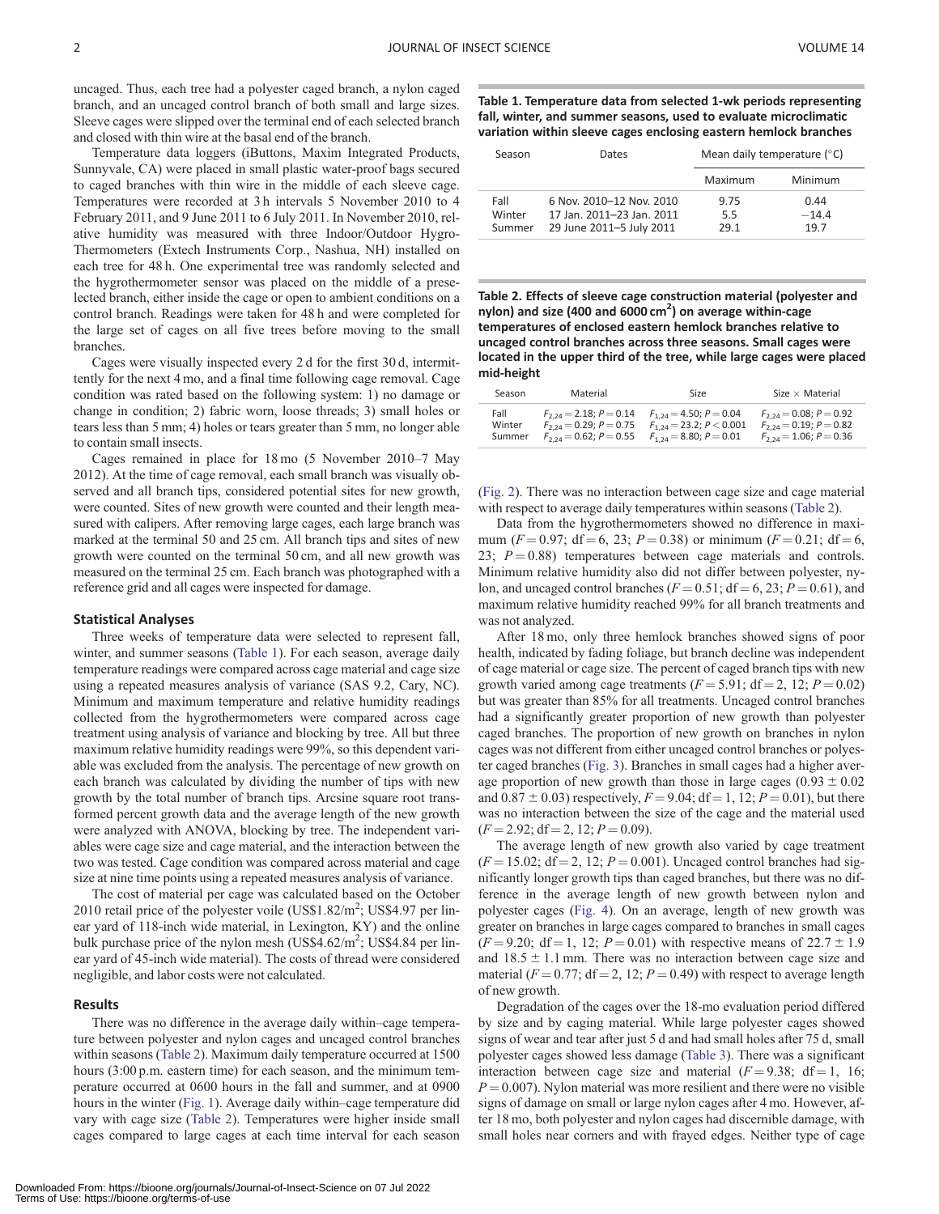uncaged. Thus, each tree had a polyester caged branch, a nylon caged branch, and an uncaged control branch of both small and large sizes. Sleeve cages were slipped over the terminal end of each selected branch and closed with thin wire at the basal end of the branch.

Temperature data loggers (iButtons, Maxim Integrated Products, Sunnyvale, CA) were placed in small plastic water-proof bags secured to caged branches with thin wire in the middle of each sleeve cage. Temperatures were recorded at 3 h intervals 5 November 2010 to 4 February 2011, and 9 June 2011 to 6 July 2011. In November 2010, relative humidity was measured with three Indoor/Outdoor Hygro-Thermometers (Extech Instruments Corp., Nashua, NH) installed on each tree for 48 h. One experimental tree was randomly selected and the hygrothermometer sensor was placed on the middle of a preselected branch, either inside the cage or open to ambient conditions on a control branch. Readings were taken for 48 h and were completed for the large set of cages on all five trees before moving to the small branches.

Cages were visually inspected every 2 d for the first 30 d, intermittently for the next 4 mo, and a final time following cage removal. Cage condition was rated based on the following system: 1) no damage or change in condition; 2) fabric worn, loose threads; 3) small holes or tears less than 5 mm; 4) holes or tears greater than 5 mm, no longer able to contain small insects.

Cages remained in place for 18 mo (5 November 2010–7 May 2012). At the time of cage removal, each small branch was visually observed and all branch tips, considered potential sites for new growth, were counted. Sites of new growth were counted and their length measured with calipers. After removing large cages, each large branch was marked at the terminal 50 and 25 cm. All branch tips and sites of new growth were counted on the terminal 50 cm, and all new growth was measured on the terminal 25 cm. Each branch was photographed with a reference grid and all cages were inspected for damage.

### Statistical Analyses

Three weeks of temperature data were selected to represent fall, winter, and summer seasons (Table 1). For each season, average daily temperature readings were compared across cage material and cage size using a repeated measures analysis of variance (SAS 9.2, Cary, NC). Minimum and maximum temperature and relative humidity readings collected from the hygrothermometers were compared across cage treatment using analysis of variance and blocking by tree. All but three maximum relative humidity readings were 99%, so this dependent variable was excluded from the analysis. The percentage of new growth on each branch was calculated by dividing the number of tips with new growth by the total number of branch tips. Arcsine square root transformed percent growth data and the average length of the new growth were analyzed with ANOVA, blocking by tree. The independent variables were cage size and cage material, and the interaction between the two was tested. Cage condition was compared across material and cage size at nine time points using a repeated measures analysis of variance.

The cost of material per cage was calculated based on the October 2010 retail price of the polyester voile (US\$1.82/m$^2$; US\$4.97 per linear yard of 118-inch wide material, in Lexington, KY) and the online bulk purchase price of the nylon mesh (US\$4.62/m$^2$; US\$4.84 per linear yard of 45-inch wide material). The costs of thread were considered negligible, and labor costs were not calculated.

### Results

There was no difference in the average daily within–cage temperature between polyester and nylon cages and uncaged control branches within seasons (Table 2). Maximum daily temperature occurred at 1500 hours (3:00 p.m. eastern time) for each season, and the minimum temperature occurred at 0600 hours in the fall and summer, and at 0900 hours in the winter (Fig. 1). Average daily within–cage temperature did vary with cage size (Table 2). Temperatures were higher inside small cages compared to large cages at each time interval for each season (Fig. 2). There was no interaction between cage size and cage material with respect to average daily temperatures within seasons (Table 2).

**Table 1. Temperature data from selected 1-wk periods representing fall, winter, and summer seasons, used to evaluate microclimatic variation within sleeve cages enclosing eastern hemlock branches**

| Season | Dates | Mean daily temperature (°C) | |
|---|---|---|---|
| | | Maximum | Minimum |
| Fall | 6 Nov. 2010–12 Nov. 2010 | 9.75 | 0.44 |
| Winter | 17 Jan. 2011–23 Jan. 2011 | 5.5 | −14.4 |
| Summer | 29 June 2011–5 July 2011 | 29.1 | 19.7 |

**Table 2. Effects of sleeve cage construction material (polyester and nylon) and size (400 and 6000 cm$^2$) on average within-cage temperatures of enclosed eastern hemlock branches relative to uncaged control branches across three seasons. Small cages were located in the upper third of the tree, while large cages were placed mid-height**

| Season | Material | Size | Size × Material |
|---|---|---|---|
| Fall | $F_{2,24} = 2.18$; $P = 0.14$ | $F_{1,24} = 4.50$; $P = 0.04$ | $F_{2,24} = 0.08$; $P = 0.92$ |
| Winter | $F_{2,24} = 0.29$; $P = 0.75$ | $F_{1,24} = 23.2$; $P < 0.001$ | $F_{2,24} = 0.19$; $P = 0.82$ |
| Summer | $F_{2,24} = 0.62$; $P = 0.55$ | $F_{1,24} = 8.80$; $P = 0.01$ | $F_{2,24} = 1.06$; $P = 0.36$ |

Data from the hygrothermometers showed no difference in maximum ($F = 0.97$; df = 6, 23; $P = 0.38$) or minimum ($F = 0.21$; df = 6, 23; $P = 0.88$) temperatures between cage materials and controls. Minimum relative humidity also did not differ between polyester, nylon, and uncaged control branches ($F = 0.51$; df = 6, 23; $P = 0.61$), and maximum relative humidity reached 99% for all branch treatments and was not analyzed.

After 18 mo, only three hemlock branches showed signs of poor health, indicated by fading foliage, but branch decline was independent of cage material or cage size. The percent of caged branch tips with new growth varied among cage treatments ($F = 5.91$; df = 2, 12; $P = 0.02$) but was greater than 85% for all treatments. Uncaged control branches had a significantly greater proportion of new growth than polyester caged branches. The proportion of new growth on branches in nylon cages was not different from either uncaged control branches or polyester caged branches (Fig. 3). Branches in small cages had a higher average proportion of new growth than those in large cages ($0.93 \pm 0.02$ and $0.87 \pm 0.03$) respectively, $F = 9.04$; df = 1, 12; $P = 0.01$), but there was no interaction between the size of the cage and the material used ($F = 2.92$; df = 2, 12; $P = 0.09$).

The average length of new growth also varied by cage treatment ($F = 15.02$; df = 2, 12; $P = 0.001$). Uncaged control branches had significantly longer growth tips than caged branches, but there was no difference in the average length of new growth between nylon and polyester cages (Fig. 4). On an average, length of new growth was greater on branches in large cages compared to branches in small cages ($F = 9.20$; df = 1, 12; $P = 0.01$) with respective means of $22.7 \pm 1.9$ and $18.5 \pm 1.1$ mm. There was no interaction between cage size and material ($F = 0.77$; df = 2, 12; $P = 0.49$) with respect to average length of new growth.

Degradation of the cages over the 18-mo evaluation period differed by size and by caging material. While large polyester cages showed signs of wear and tear after just 5 d and had small holes after 75 d, small polyester cages showed less damage (Table 3). There was a significant interaction between cage size and material ($F = 9.38$; df = 1, 16; $P = 0.007$). Nylon material was more resilient and there were no visible signs of damage on small or large nylon cages after 4 mo. However, after 18 mo, both polyester and nylon cages had discernible damage, with small holes near corners and with frayed edges. Neither type of cage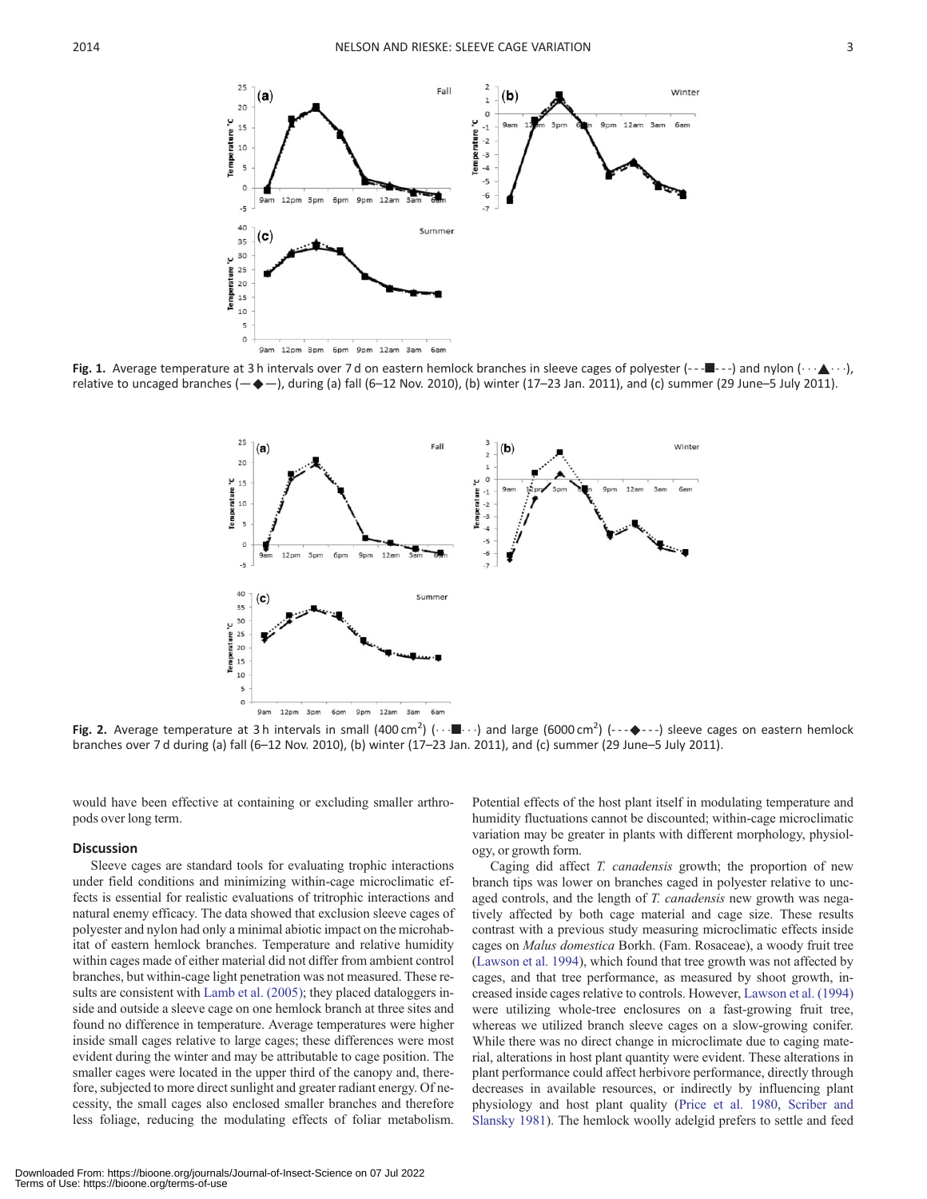Fig. 1. Average temperature at 3 h intervals over 7 d on eastern hemlock branches in sleeve cages of polyester (- - -■- - -) and nylon (· · ·▲· · ·), relative to uncaged branches (—◆—), during (a) fall (6–12 Nov. 2010), (b) winter (17–23 Jan. 2011), and (c) summer (29 June–5 July 2011).

Fig. 2. Average temperature at 3 h intervals in small (400 $cm^2$) (· · ·■· · ·) and large (6000 $cm^2$) (- - -◆- - -) sleeve cages on eastern hemlock branches over 7 d during (a) fall (6–12 Nov. 2010), (b) winter (17–23 Jan. 2011), and (c) summer (29 June–5 July 2011).

would have been effective at containing or excluding smaller arthropods over long term.

## Discussion

Sleeve cages are standard tools for evaluating trophic interactions under field conditions and minimizing within-cage microclimatic effects is essential for realistic evaluations of tritrophic interactions and natural enemy efficacy. The data showed that exclusion sleeve cages of polyester and nylon had only a minimal abiotic impact on the microhabitat of eastern hemlock branches. Temperature and relative humidity within cages made of either material did not differ from ambient control branches, but within-cage light penetration was not measured. These results are consistent with Lamb et al. (2005); they placed dataloggers inside and outside a sleeve cage on one hemlock branch at three sites and found no difference in temperature. Average temperatures were higher inside small cages relative to large cages; these differences were most evident during the winter and may be attributable to cage position. The smaller cages were located in the upper third of the canopy and, therefore, subjected to more direct sunlight and greater radiant energy. Of necessity, the small cages also enclosed smaller branches and therefore less foliage, reducing the modulating effects of foliar metabolism. Potential effects of the host plant itself in modulating temperature and humidity fluctuations cannot be discounted; within-cage microclimatic variation may be greater in plants with different morphology, physiology, or growth form.

Caging did affect *T. canadensis* growth; the proportion of new branch tips was lower on branches caged in polyester relative to uncaged controls, and the length of *T. canadensis* new growth was negatively affected by both cage material and cage size. These results contrast with a previous study measuring microclimatic effects inside cages on *Malus domestica* Borkh. (Fam. Rosaceae), a woody fruit tree (Lawson et al. 1994), which found that tree growth was not affected by cages, and that tree performance, as measured by shoot growth, increased inside cages relative to controls. However, Lawson et al. (1994) were utilizing whole-tree enclosures on a fast-growing fruit tree, whereas we utilized branch sleeve cages on a slow-growing conifer. While there was no direct change in microclimate due to caging material, alterations in host plant quantity were evident. These alterations in plant performance could affect herbivore performance, directly through decreases in available resources, or indirectly by influencing plant physiology and host plant quality (Price et al. 1980, Scriber and Slansky 1981). The hemlock woolly adelgid prefers to settle and feed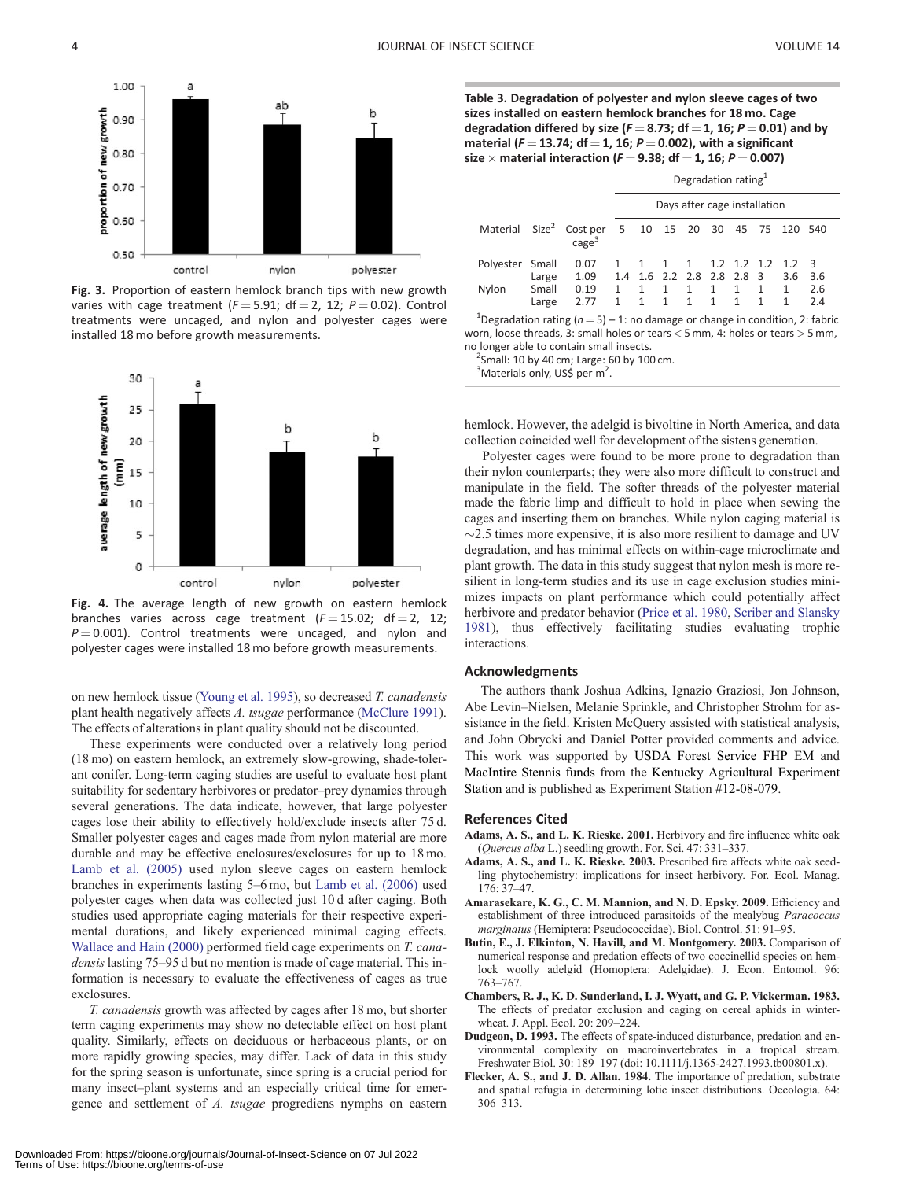**Fig. 3.** Proportion of eastern hemlock branch tips with new growth varies with cage treatment ($F = 5.91$; df = 2, 12; $P = 0.02$). Control treatments were uncaged, and nylon and polyester cages were installed 18 mo before growth measurements.

**Fig. 4.** The average length of new growth on eastern hemlock branches varies across cage treatment ($F = 15.02$; df = 2, 12; $P = 0.001$). Control treatments were uncaged, and nylon and polyester cages were installed 18 mo before growth measurements.

on new hemlock tissue (Young et al. 1995), so decreased *T. canadensis* plant health negatively affects *A. tsugae* performance (McClure 1991). The effects of alterations in plant quality should not be discounted.

These experiments were conducted over a relatively long period (18 mo) on eastern hemlock, an extremely slow-growing, shade-tolerant conifer. Long-term caging studies are useful to evaluate host plant suitability for sedentary herbivores or predator–prey dynamics through several generations. The data indicate, however, that large polyester cages lose their ability to effectively hold/exclude insects after 75 d. Smaller polyester cages and cages made from nylon material are more durable and may be effective enclosures/exclosures for up to 18 mo. Lamb et al. (2005) used nylon sleeve cages on eastern hemlock branches in experiments lasting 5–6 mo, but Lamb et al. (2006) used polyester cages when data was collected just 10 d after caging. Both studies used appropriate caging materials for their respective experimental durations, and likely experienced minimal caging effects. Wallace and Hain (2000) performed field cage experiments on *T. canadensis* lasting 75–95 d but no mention is made of cage material. This information is necessary to evaluate the effectiveness of cages as true exclosures.

*T. canadensis* growth was affected by cages after 18 mo, but shorter term caging experiments may show no detectable effect on host plant quality. Similarly, effects on deciduous or herbaceous plants, or on more rapidly growing species, may differ. Lack of data in this study for the spring season is unfortunate, since spring is a crucial period for many insect–plant systems and an especially critical time for emergence and settlement of *A. tsugae* progrediens nymphs on eastern hemlock. However, the adelgid is bivoltine in North America, and data collection coincided well for development of the sistens generation.

**Table 3. Degradation of polyester and nylon sleeve cages of two sizes installed on eastern hemlock branches for 18 mo. Cage degradation differed by size ($F = 8.73$; df = 1, 16; $P = 0.01$) and by material ($F = 13.74$; df = 1, 16; $P = 0.002$), with a significant size × material interaction ($F = 9.38$; df = 1, 16; $P = 0.007$)**

| | | | Degradation rating[1] | | | | | | | | |
|---|---|---|---|---|---|---|---|---|---|---|---|
| | | | Days after cage installation | | | | | | | | |
| Material | Size[2] | Cost per cage[3] | 5 | 10 | 15 | 20 | 30 | 45 | 75 | 120 | 540 |
| Polyester | Small | 0.07 | 1 | 1 | 1 | 1 | 1.2 | 1.2 | 1.2 | 1.2 | 3 |
| | Large | 1.09 | 1.4 | 1.6 | 2.2 | 2.8 | 2.8 | 2.8 | 3 | 3.6 | 3.6 |
| Nylon | Small | 0.19 | 1 | 1 | 1 | 1 | 1 | 1 | 1 | 1 | 2.6 |
| | Large | 2.77 | 1 | 1 | 1 | 1 | 1 | 1 | 1 | 1 | 2.4 |

[1]Degradation rating ($n = 5$) – 1: no damage or change in condition, 2: fabric worn, loose threads, 3: small holes or tears < 5 mm, 4: holes or tears > 5 mm, no longer able to contain small insects.
[2]Small: 10 by 40 cm; Large: 60 by 100 cm.
[3]Materials only, US$ per $m^2$.

Polyester cages were found to be more prone to degradation than their nylon counterparts; they were also more difficult to construct and manipulate in the field. The softer threads of the polyester material made the fabric limp and difficult to hold in place when sewing the cages and inserting them on branches. While nylon caging material is ~2.5 times more expensive, it is also more resilient to damage and UV degradation, and has minimal effects on within-cage microclimate and plant growth. The data in this study suggest that nylon mesh is more resilient in long-term studies and its use in cage exclusion studies minimizes impacts on plant performance which could potentially affect herbivore and predator behavior (Price et al. 1980, Scriber and Slansky 1981), thus effectively facilitating studies evaluating trophic interactions.

## Acknowledgments

The authors thank Joshua Adkins, Ignazio Graziosi, Jon Johnson, Abe Levin–Nielsen, Melanie Sprinkle, and Christopher Strohm for assistance in the field. Kristen McQuery assisted with statistical analysis, and John Obrycki and Daniel Potter provided comments and advice. This work was supported by USDA Forest Service FHP EM and MacIntire Stennis funds from the Kentucky Agricultural Experiment Station and is published as Experiment Station #12-08-079.

## References Cited

**Adams, A. S., and L. K. Rieske. 2001.** Herbivory and fire influence white oak (*Quercus alba* L.) seedling growth. For. Sci. 47: 331–337.

**Adams, A. S., and L. K. Rieske. 2003.** Prescribed fire affects white oak seedling phytochemistry: implications for insect herbivory. For. Ecol. Manag. 176: 37–47.

**Amarasekare, K. G., C. M. Mannion, and N. D. Epsky. 2009.** Efficiency and establishment of three introduced parasitoids of the mealybug *Paracoccus marginatus* (Hemiptera: Pseudococcidae). Biol. Control. 51: 91–95.

**Butin, E., J. Elkinton, N. Havill, and M. Montgomery. 2003.** Comparison of numerical response and predation effects of two coccinellid species on hemlock woolly adelgid (Homoptera: Adelgidae). J. Econ. Entomol. 96: 763–767.

**Chambers, R. J., K. D. Sunderland, I. J. Wyatt, and G. P. Vickerman. 1983.** The effects of predator exclusion and caging on cereal aphids in winter-wheat. J. Appl. Ecol. 20: 209–224.

**Dudgeon, D. 1993.** The effects of spate-induced disturbance, predation and environmental complexity on macroinvertebrates in a tropical stream. Freshwater Biol. 30: 189–197 (doi: 10.1111/j.1365-2427.1993.tb00801.x).

**Flecker, A. S., and J. D. Allan. 1984.** The importance of predation, substrate and spatial refugia in determining lotic insect distributions. Oecologia. 64: 306–313.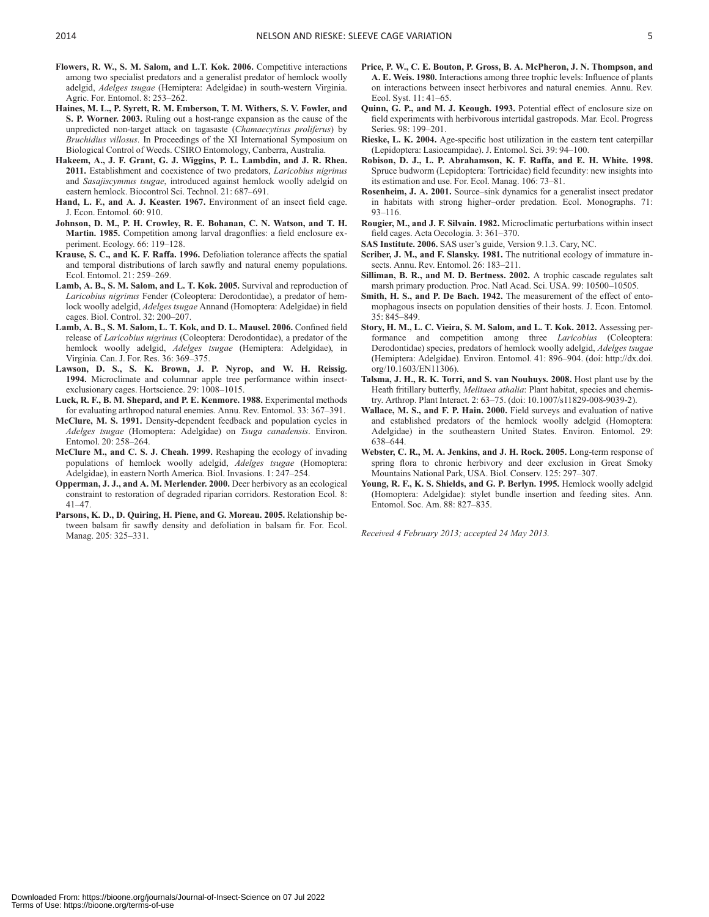**Flowers, R. W., S. M. Salom, and L.T. Kok. 2006.** Competitive interactions among two specialist predators and a generalist predator of hemlock woolly adelgid, *Adelges tsugae* (Hemiptera: Adelgidae) in south-western Virginia. Agric. For. Entomol. 8: 253–262.

**Haines, M. L., P. Syrett, R. M. Emberson, T. M. Withers, S. V. Fowler, and S. P. Worner. 2003.** Ruling out a host-range expansion as the cause of the unpredicted non-target attack on tagasaste (*Chamaecytisus proliferus*) by *Bruchidius villosus*. In Proceedings of the XI International Symposium on Biological Control of Weeds. CSIRO Entomology, Canberra, Australia.

**Hakeem, A., J. F. Grant, G. J. Wiggins, P. L. Lambdin, and J. R. Rhea. 2011.** Establishment and coexistence of two predators, *Laricobius nigrinus* and *Sasajiscymnus tsugae*, introduced against hemlock woolly adelgid on eastern hemlock. Biocontrol Sci. Technol. 21: 687–691.

**Hand, L. F., and A. J. Keaster. 1967.** Environment of an insect field cage. J. Econ. Entomol. 60: 910.

**Johnson, D. M., P. H. Crowley, R. E. Bohanan, C. N. Watson, and T. H. Martin. 1985.** Competition among larval dragonflies: a field enclosure experiment. Ecology. 66: 119–128.

**Krause, S. C., and K. F. Raffa. 1996.** Defoliation tolerance affects the spatial and temporal distributions of larch sawfly and natural enemy populations. Ecol. Entomol. 21: 259–269.

**Lamb, A. B., S. M. Salom, and L. T. Kok. 2005.** Survival and reproduction of *Laricobius nigrinus* Fender (Coleoptera: Derodontidae), a predator of hemlock woolly adelgid, *Adelges tsugae* Annand (Homoptera: Adelgidae) in field cages. Biol. Control. 32: 200–207.

**Lamb, A. B., S. M. Salom, L. T. Kok, and D. L. Mausel. 2006.** Confined field release of *Laricobius nigrinus* (Coleoptera: Derodontidae), a predator of the hemlock woolly adelgid, *Adelges tsugae* (Hemiptera: Adelgidae), in Virginia. Can. J. For. Res. 36: 369–375.

**Lawson, D. S., S. K. Brown, J. P. Nyrop, and W. H. Reissig. 1994.** Microclimate and columnar apple tree performance within insect-exclusionary cages. Hortscience. 29: 1008–1015.

**Luck, R. F., B. M. Shepard, and P. E. Kenmore. 1988.** Experimental methods for evaluating arthropod natural enemies. Annu. Rev. Entomol. 33: 367–391.

**McClure, M. S. 1991.** Density-dependent feedback and population cycles in *Adelges tsugae* (Homoptera: Adelgidae) on *Tsuga canadensis*. Environ. Entomol. 20: 258–264.

**McClure M., and C. S. J. Cheah. 1999.** Reshaping the ecology of invading populations of hemlock woolly adelgid, *Adelges tsugae* (Homoptera: Adelgidae), in eastern North America. Biol. Invasions. 1: 247–254.

**Opperman, J. J., and A. M. Merlender. 2000.** Deer herbivory as an ecological constraint to restoration of degraded riparian corridors. Restoration Ecol. 8: 41–47.

**Parsons, K. D., D. Quiring, H. Piene, and G. Moreau. 2005.** Relationship between balsam fir sawfly density and defoliation in balsam fir. For. Ecol. Manag. 205: 325–331.

**Price, P. W., C. E. Bouton, P. Gross, B. A. McPheron, J. N. Thompson, and A. E. Weis. 1980.** Interactions among three trophic levels: Influence of plants on interactions between insect herbivores and natural enemies. Annu. Rev. Ecol. Syst. 11: 41–65.

**Quinn, G. P., and M. J. Keough. 1993.** Potential effect of enclosure size on field experiments with herbivorous intertidal gastropods. Mar. Ecol. Progress Series. 98: 199–201.

**Rieske, L. K. 2004.** Age-specific host utilization in the eastern tent caterpillar (Lepidoptera: Lasiocampidae). J. Entomol. Sci. 39: 94–100.

**Robison, D. J., L. P. Abrahamson, K. F. Raffa, and E. H. White. 1998.** Spruce budworm (Lepidoptera: Tortricidae) field fecundity: new insights into its estimation and use. For. Ecol. Manag. 106: 73–81.

**Rosenheim, J. A. 2001.** Source–sink dynamics for a generalist insect predator in habitats with strong higher–order predation. Ecol. Monographs. 71: 93–116.

**Rougier, M., and J. F. Silvain. 1982.** Microclimatic perturbations within insect field cages. Acta Oecologia. 3: 361–370.

**SAS Institute. 2006.** SAS user's guide, Version 9.1.3. Cary, NC.

**Scriber, J. M., and F. Slansky. 1981.** The nutritional ecology of immature insects. Annu. Rev. Entomol. 26: 183–211.

**Silliman, B. R., and M. D. Bertness. 2002.** A trophic cascade regulates salt marsh primary production. Proc. Natl Acad. Sci. USA. 99: 10500–10505.

**Smith, H. S., and P. De Bach. 1942.** The measurement of the effect of entomophagous insects on population densities of their hosts. J. Econ. Entomol. 35: 845–849.

**Story, H. M., L. C. Vieira, S. M. Salom, and L. T. Kok. 2012.** Assessing performance and competition among three *Laricobius* (Coleoptera: Derodontidae) species, predators of hemlock woolly adelgid, *Adelges tsugae* (Hemiptera: Adelgidae). Environ. Entomol. 41: 896–904. (doi: http://dx.doi.org/10.1603/EN11306).

**Talsma, J. H., R. K. Torri, and S. van Nouhuys. 2008.** Host plant use by the Heath fritillary butterfly, *Melitaea athalia*: Plant habitat, species and chemistry. Arthrop. Plant Interact. 2: 63–75. (doi: 10.1007/s11829-008-9039-2).

**Wallace, M. S., and F. P. Hain. 2000.** Field surveys and evaluation of native and established predators of the hemlock woolly adelgid (Homoptera: Adelgidae) in the southeastern United States. Environ. Entomol. 29: 638–644.

**Webster, C. R., M. A. Jenkins, and J. H. Rock. 2005.** Long-term response of spring flora to chronic herbivory and deer exclusion in Great Smoky Mountains National Park, USA. Biol. Conserv. 125: 297–307.

**Young, R. F., K. S. Shields, and G. P. Berlyn. 1995.** Hemlock woolly adelgid (Homoptera: Adelgidae): stylet bundle insertion and feeding sites. Ann. Entomol. Soc. Am. 88: 827–835.

*Received 4 February 2013; accepted 24 May 2013.*